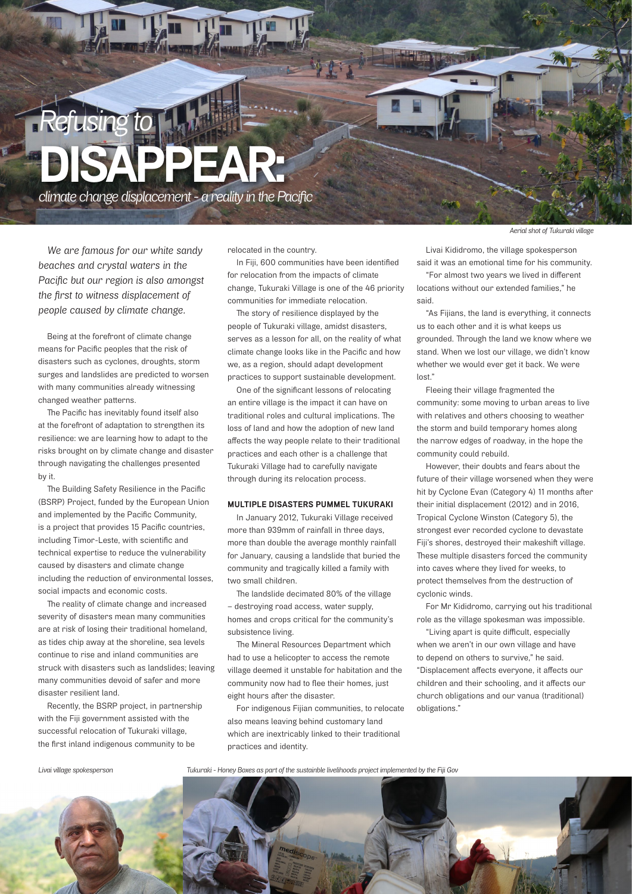# *Refusing to* DISAPPEAR:

*climate change displacement - a reality in the Pacific*

Aerial shot of Tukuraki village

*We are famous for our white sandy beaches and crystal waters in the Pacific but our region is also amongst the first to witness displacement of people caused by climate change.*

Being at the forefront of climate change means for Pacific peoples that the risk of disasters such as cyclones, droughts, storm surges and landslides are predicted to worsen with many communities already witnessing changed weather patterns.

The Pacific has inevitably found itself also at the forefront of adaptation to strengthen its resilience: we are learning how to adapt to the risks brought on by climate change and disaster through navigating the challenges presented by it.

The Building Safety Resilience in the Pacific (BSRP) Project, funded by the European Union and implemented by the Pacific Community, is a project that provides 15 Pacific countries, including Timor-Leste, with scientific and technical expertise to reduce the vulnerability caused by disasters and climate change including the reduction of environmental losses, social impacts and economic costs.

The reality of climate change and increased severity of disasters mean many communities are at risk of losing their traditional homeland, as tides chip away at the shoreline, sea levels continue to rise and inland communities are struck with disasters such as landslides; leaving many communities devoid of safer and more disaster resilient land.

Recently, the BSRP project, in partnership with the Fiji government assisted with the successful relocation of Tukuraki village, the first inland indigenous community to be relocated in the country.

In Fiji, 600 communities have been identified for relocation from the impacts of climate change, Tukuraki Village is one of the 46 priority communities for immediate relocation.

The story of resilience displayed by the people of Tukuraki village, amidst disasters, serves as a lesson for all, on the reality of what climate change looks like in the Pacific and how we, as a region, should adapt development practices to support sustainable development.

One of the significant lessons of relocating an entire village is the impact it can have on traditional roles and cultural implications. The loss of land and how the adoption of new land affects the way people relate to their traditional practices and each other is a challenge that Tukuraki Village had to carefully navigate through during its relocation process.

### MULTIPLE DISASTERS PUMMEL TUKURAKI

In January 2012, Tukuraki Village received more than 939mm of rainfall in three days, more than double the average monthly rainfall for January, causing a landslide that buried the community and tragically killed a family with two small children.

The landslide decimated 80% of the village – destroying road access, water supply, homes and crops critical for the community's subsistence living.

The Mineral Resources Department which had to use a helicopter to access the remote village deemed it unstable for habitation and the community now had to flee their homes, just eight hours after the disaster.

For indigenous Fijian communities, to relocate also means leaving behind customary land which are inextricably linked to their traditional practices and identity.

Livai Kididromo, the village spokesperson said it was an emotional time for his community.

"For almost two years we lived in different locations without our extended families," he said.

"As Fijians, the land is everything, it connects us to each other and it is what keeps us grounded. Through the land we know where we stand. When we lost our village, we didn't know whether we would ever get it back. We were lost."

Fleeing their village fragmented the community: some moving to urban areas to live with relatives and others choosing to weather the storm and build temporary homes along the narrow edges of roadway, in the hope the community could rebuild.

However, their doubts and fears about the future of their village worsened when they were hit by Cyclone Evan (Category 4) 11 months after their initial displacement (2012) and in 2016, Tropical Cyclone Winston (Category 5), the strongest ever recorded cyclone to devastate Fiji's shores, destroyed their makeshift village. These multiple disasters forced the community into caves where they lived for weeks, to protect themselves from the destruction of cyclonic winds.

For Mr Kididromo, carrying out his traditional role as the village spokesman was impossible.

"Living apart is quite difficult, especially when we aren't in our own village and have to depend on others to survive," he said. "Displacement affects everyone, it affects our children and their schooling, and it affects our church obligations and our vanua (traditional) obligations."

*Livai village spokesperson*

*Tukuraki - Honey Boxes as part of the sustainble livelihoods project implemented by the Fiji Gov*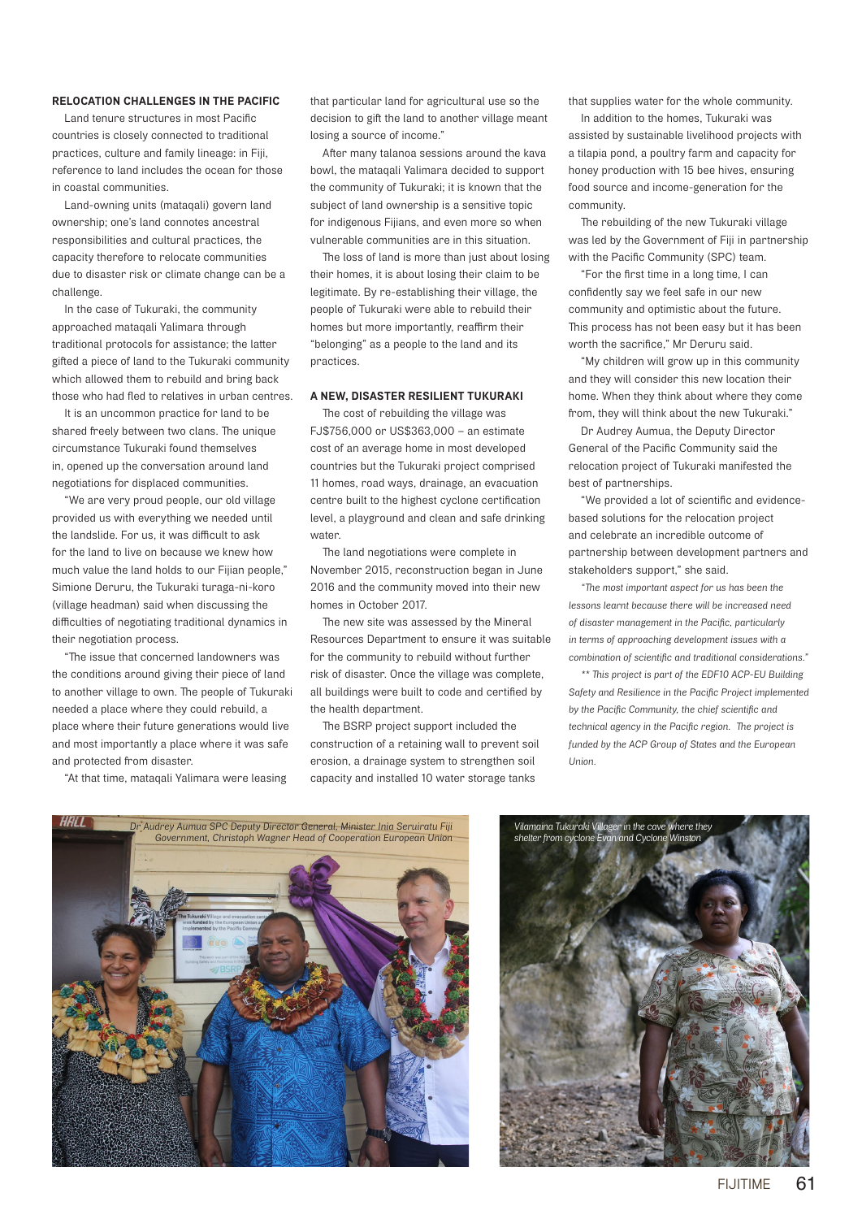## RELOCATION CHALLENGES IN THE PACIFIC

Land tenure structures in most Pacific countries is closely connected to traditional practices, culture and family lineage: in Fiji, reference to land includes the ocean for those in coastal communities.

Land-owning units (mataqali) govern land ownership; one's land connotes ancestral responsibilities and cultural practices, the capacity therefore to relocate communities due to disaster risk or climate change can be a challenge.

In the case of Tukuraki, the community approached mataqali Yalimara through traditional protocols for assistance; the latter gifted a piece of land to the Tukuraki community which allowed them to rebuild and bring back those who had fled to relatives in urban centres.

It is an uncommon practice for land to be shared freely between two clans. The unique circumstance Tukuraki found themselves in, opened up the conversation around land negotiations for displaced communities.

"We are very proud people, our old village provided us with everything we needed until the landslide. For us, it was difficult to ask for the land to live on because we knew how much value the land holds to our Fijian people," Simione Deruru, the Tukuraki turaga-ni-koro (village headman) said when discussing the difficulties of negotiating traditional dynamics in their negotiation process.

"The issue that concerned landowners was the conditions around giving their piece of land to another village to own. The people of Tukuraki needed a place where they could rebuild, a place where their future generations would live and most importantly a place where it was safe and protected from disaster.

"At that time, mataqali Yalimara were leasing that particular land for agricultural use so the decision to gift the land to another village meant losing a source of income."

After many talanoa sessions around the kava bowl, the mataqali Yalimara decided to support the community of Tukuraki; it is known that the subject of land ownership is a sensitive topic for indigenous Fijians, and even more so when vulnerable communities are in this situation.

The loss of land is more than just about losing their homes, it is about losing their claim to be legitimate. By re-establishing their village, the people of Tukuraki were able to rebuild their homes but more importantly, reaffirm their "belonging" as a people to the land and its practices.

## A NEW, DISASTER RESILIENT TUKURAKI

The cost of rebuilding the village was FJ$756,000 or US$363,000 – an estimate cost of an average home in most developed countries but the Tukuraki project comprised 11 homes, road ways, drainage, an evacuation centre built to the highest cyclone certification level, a playground and clean and safe drinking water.

The land negotiations were complete in November 2015, reconstruction began in June 2016 and the community moved into their new homes in October 2017.

The new site was assessed by the Mineral Resources Department to ensure it was suitable for the community to rebuild without further risk of disaster. Once the village was complete, all buildings were built to code and certified by the health department.

The BSRP project support included the construction of a retaining wall to prevent soil erosion, a drainage system to strengthen soil capacity and installed 10 water storage tanks that supplies water for the whole community.

In addition to the homes, Tukuraki was assisted by sustainable livelihood projects with a tilapia pond, a poultry farm and capacity for honey production with 15 bee hives, ensuring food source and income-generation for the community.

The rebuilding of the new Tukuraki village was led by the Government of Fiji in partnership with the Pacific Community (SPC) team.

"For the first time in a long time, I can confidently say we feel safe in our new community and optimistic about the future. This process has not been easy but it has been worth the sacrifice," Mr Deruru said.

"My children will grow up in this community and they will consider this new location their home. When they think about where they come from, they will think about the new Tukuraki."

Dr Audrey Aumua, the Deputy Director General of the Pacific Community said the relocation project of Tukuraki manifested the best of partnerships.

"We provided a lot of scientific and evidence-based solutions for the relocation project and celebrate an incredible outcome of partnership between development partners and stakeholders support," she said.

*"The most important aspect for us has been the lessons learnt because there will be increased need of disaster management in the Pacific, particularly in terms of approaching development issues with a combination of scientific and traditional considerations."*

*\*\* This project is part of the EDF10 ACP-EU Building Safety and Resilience in the Pacific Project implemented by the Pacific Community, the chief scientific and technical agency in the Pacific region. The project is funded by the ACP Group of States and the European Union.*

*Dr Audrey Aumua SPC Deputy Director General, Minister Inia Seruiratu Fiji Government, Christoph Wagner Head of Cooperation European Union*

*Vilamaina Tukuraki Villager in the cave where they shelter from cyclone Evan and Cyclone Winston*